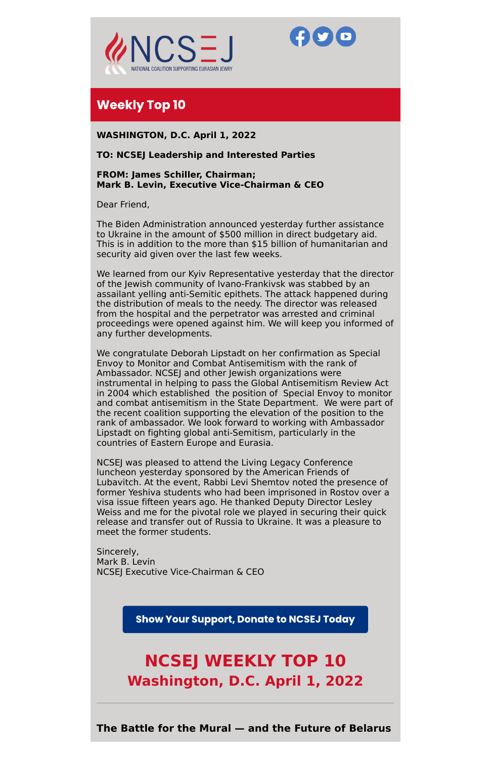NCSEJ
NATIONAL COALITION SUPPORTING EURASIAN JEWRY

## Weekly Top 10

**WASHINGTON, D.C. April 1, 2022**

**TO: NCSEJ Leadership and Interested Parties**

**FROM: James Schiller, Chairman;**
**Mark B. Levin, Executive Vice-Chairman & CEO**

Dear Friend,

The Biden Administration announced yesterday further assistance to Ukraine in the amount of $500 million in direct budgetary aid. This is in addition to the more than $15 billion of humanitarian and security aid given over the last few weeks.

We learned from our Kyiv Representative yesterday that the director of the Jewish community of Ivano-Frankivsk was stabbed by an assailant yelling anti-Semitic epithets. The attack happened during the distribution of meals to the needy. The director was released from the hospital and the perpetrator was arrested and criminal proceedings were opened against him. We will keep you informed of any further developments.

We congratulate Deborah Lipstadt on her confirmation as Special Envoy to Monitor and Combat Antisemitism with the rank of Ambassador. NCSEJ and other Jewish organizations were instrumental in helping to pass the Global Antisemitism Review Act in 2004 which established the position of Special Envoy to monitor and combat antisemitism in the State Department. We were part of the recent coalition supporting the elevation of the position to the rank of ambassador. We look forward to working with Ambassador Lipstadt on fighting global anti-Semitism, particularly in the countries of Eastern Europe and Eurasia.

NCSEJ was pleased to attend the Living Legacy Conference luncheon yesterday sponsored by the American Friends of Lubavitch. At the event, Rabbi Levi Shemtov noted the presence of former Yeshiva students who had been imprisoned in Rostov over a visa issue fifteen years ago. He thanked Deputy Director Lesley Weiss and me for the pivotal role we played in securing their quick release and transfer out of Russia to Ukraine. It was a pleasure to meet the former students.

Sincerely,
Mark B. Levin
NCSEJ Executive Vice-Chairman & CEO

**Show Your Support, Donate to NCSEJ Today**

# NCSEJ WEEKLY TOP 10
## Washington, D.C. April 1, 2022

---

**The Battle for the Mural — and the Future of Belarus**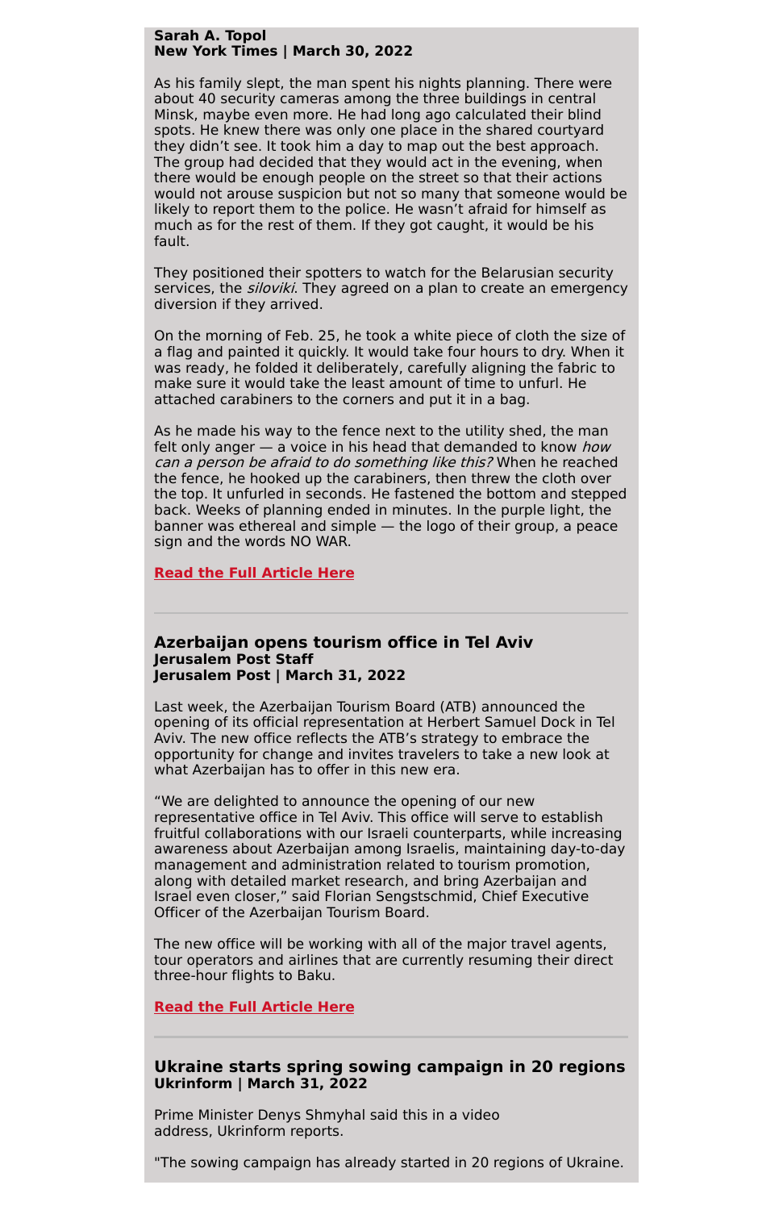**Sarah A. Topol**
**New York Times | March 30, 2022**

As his family slept, the man spent his nights planning. There were about 40 security cameras among the three buildings in central Minsk, maybe even more. He had long ago calculated their blind spots. He knew there was only one place in the shared courtyard they didn't see. It took him a day to map out the best approach. The group had decided that they would act in the evening, when there would be enough people on the street so that their actions would not arouse suspicion but not so many that someone would be likely to report them to the police. He wasn't afraid for himself as much as for the rest of them. If they got caught, it would be his fault.

They positioned their spotters to watch for the Belarusian security services, the *siloviki*. They agreed on a plan to create an emergency diversion if they arrived.

On the morning of Feb. 25, he took a white piece of cloth the size of a flag and painted it quickly. It would take four hours to dry. When it was ready, he folded it deliberately, carefully aligning the fabric to make sure it would take the least amount of time to unfurl. He attached carabiners to the corners and put it in a bag.

As he made his way to the fence next to the utility shed, the man felt only anger — a voice in his head that demanded to know *how can a person be afraid to do something like this?* When he reached the fence, he hooked up the carabiners, then threw the cloth over the top. It unfurled in seconds. He fastened the bottom and stepped back. Weeks of planning ended in minutes. In the purple light, the banner was ethereal and simple — the logo of their group, a peace sign and the words NO WAR.

**Read the Full Article Here**

---

## Azerbaijan opens tourism office in Tel Aviv

**Jerusalem Post Staff**
**Jerusalem Post | March 31, 2022**

Last week, the Azerbaijan Tourism Board (ATB) announced the opening of its official representation at Herbert Samuel Dock in Tel Aviv. The new office reflects the ATB's strategy to embrace the opportunity for change and invites travelers to take a new look at what Azerbaijan has to offer in this new era.

"We are delighted to announce the opening of our new representative office in Tel Aviv. This office will serve to establish fruitful collaborations with our Israeli counterparts, while increasing awareness about Azerbaijan among Israelis, maintaining day-to-day management and administration related to tourism promotion, along with detailed market research, and bring Azerbaijan and Israel even closer," said Florian Sengstschmid, Chief Executive Officer of the Azerbaijan Tourism Board.

The new office will be working with all of the major travel agents, tour operators and airlines that are currently resuming their direct three-hour flights to Baku.

**Read the Full Article Here**

---

## Ukraine starts spring sowing campaign in 20 regions

**Ukrinform | March 31, 2022**

Prime Minister Denys Shmyhal said this in a video address, Ukrinform reports.

"The sowing campaign has already started in 20 regions of Ukraine.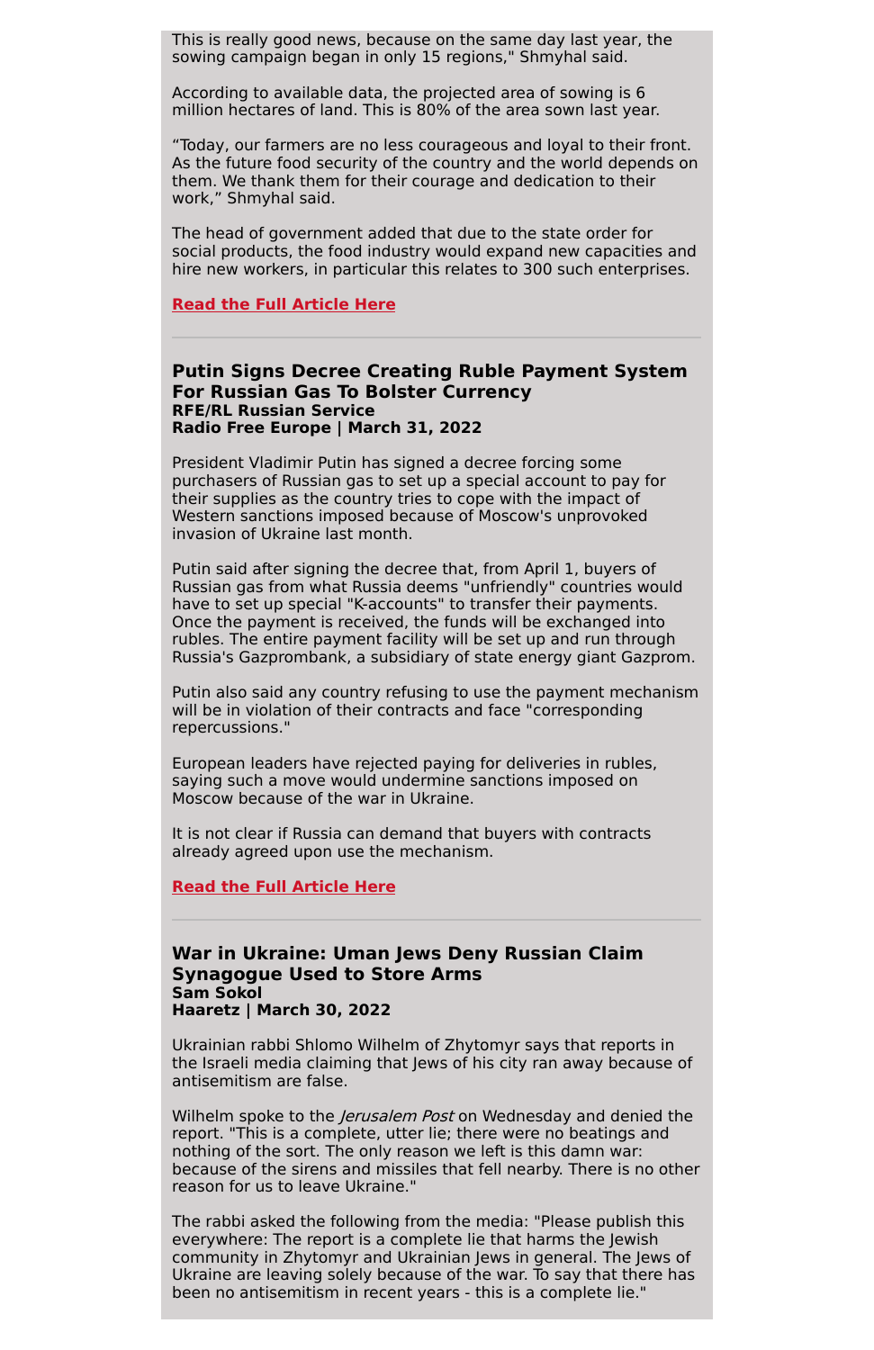This is really good news, because on the same day last year, the sowing campaign began in only 15 regions," Shmyhal said.

According to available data, the projected area of sowing is 6 million hectares of land. This is 80% of the area sown last year.

“Today, our farmers are no less courageous and loyal to their front. As the future food security of the country and the world depends on them. We thank them for their courage and dedication to their work,” Shmyhal said.

The head of government added that due to the state order for social products, the food industry would expand new capacities and hire new workers, in particular this relates to 300 such enterprises.

**Read the Full Article Here**

---

### Putin Signs Decree Creating Ruble Payment System For Russian Gas To Bolster Currency

**RFE/RL Russian Service**
**Radio Free Europe | March 31, 2022**

President Vladimir Putin has signed a decree forcing some purchasers of Russian gas to set up a special account to pay for their supplies as the country tries to cope with the impact of Western sanctions imposed because of Moscow's unprovoked invasion of Ukraine last month.

Putin said after signing the decree that, from April 1, buyers of Russian gas from what Russia deems "unfriendly" countries would have to set up special "K-accounts" to transfer their payments. Once the payment is received, the funds will be exchanged into rubles. The entire payment facility will be set up and run through Russia's Gazprombank, a subsidiary of state energy giant Gazprom.

Putin also said any country refusing to use the payment mechanism will be in violation of their contracts and face "corresponding repercussions."

European leaders have rejected paying for deliveries in rubles, saying such a move would undermine sanctions imposed on Moscow because of the war in Ukraine.

It is not clear if Russia can demand that buyers with contracts already agreed upon use the mechanism.

**Read the Full Article Here**

---

### War in Ukraine: Uman Jews Deny Russian Claim Synagogue Used to Store Arms

**Sam Sokol**
**Haaretz | March 30, 2022**

Ukrainian rabbi Shlomo Wilhelm of Zhytomyr says that reports in the Israeli media claiming that Jews of his city ran away because of antisemitism are false.

Wilhelm spoke to the *Jerusalem Post* on Wednesday and denied the report. "This is a complete, utter lie; there were no beatings and nothing of the sort. The only reason we left is this damn war: because of the sirens and missiles that fell nearby. There is no other reason for us to leave Ukraine."

The rabbi asked the following from the media: "Please publish this everywhere: The report is a complete lie that harms the Jewish community in Zhytomyr and Ukrainian Jews in general. The Jews of Ukraine are leaving solely because of the war. To say that there has been no antisemitism in recent years - this is a complete lie."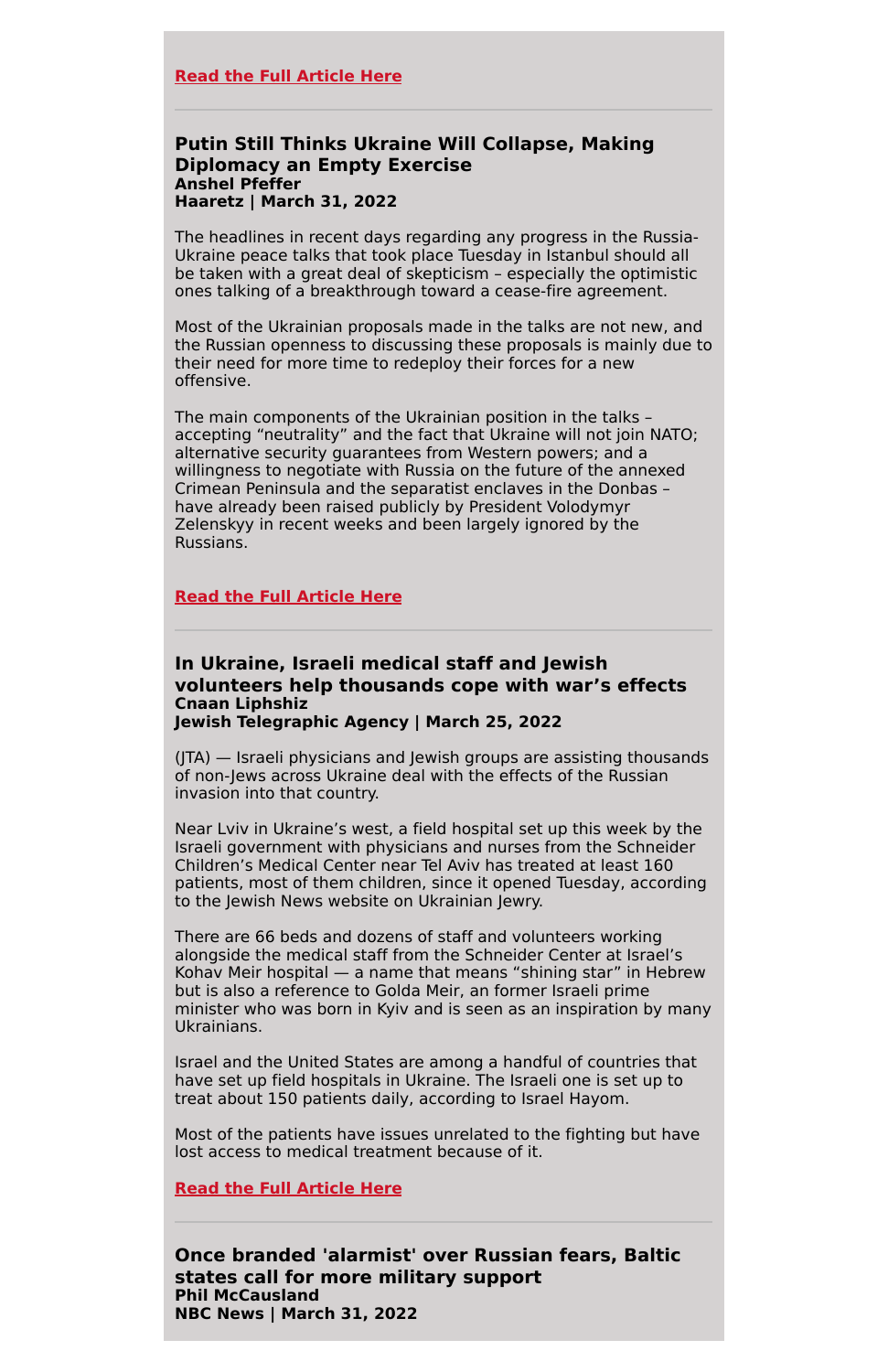**Read the Full Article Here**

---

### Putin Still Thinks Ukraine Will Collapse, Making Diplomacy an Empty Exercise

**Anshel Pfeffer**
**Haaretz | March 31, 2022**

The headlines in recent days regarding any progress in the Russia-Ukraine peace talks that took place Tuesday in Istanbul should all be taken with a great deal of skepticism – especially the optimistic ones talking of a breakthrough toward a cease-fire agreement.

Most of the Ukrainian proposals made in the talks are not new, and the Russian openness to discussing these proposals is mainly due to their need for more time to redeploy their forces for a new offensive.

The main components of the Ukrainian position in the talks – accepting "neutrality" and the fact that Ukraine will not join NATO; alternative security guarantees from Western powers; and a willingness to negotiate with Russia on the future of the annexed Crimean Peninsula and the separatist enclaves in the Donbas – have already been raised publicly by President Volodymyr Zelenskyy in recent weeks and been largely ignored by the Russians.

**Read the Full Article Here**

---

### In Ukraine, Israeli medical staff and Jewish volunteers help thousands cope with war's effects

**Cnaan Liphshiz**
**Jewish Telegraphic Agency | March 25, 2022**

(JTA) — Israeli physicians and Jewish groups are assisting thousands of non-Jews across Ukraine deal with the effects of the Russian invasion into that country.

Near Lviv in Ukraine's west, a field hospital set up this week by the Israeli government with physicians and nurses from the Schneider Children's Medical Center near Tel Aviv has treated at least 160 patients, most of them children, since it opened Tuesday, according to the Jewish News website on Ukrainian Jewry.

There are 66 beds and dozens of staff and volunteers working alongside the medical staff from the Schneider Center at Israel's Kohav Meir hospital — a name that means "shining star" in Hebrew but is also a reference to Golda Meir, an former Israeli prime minister who was born in Kyiv and is seen as an inspiration by many Ukrainians.

Israel and the United States are among a handful of countries that have set up field hospitals in Ukraine. The Israeli one is set up to treat about 150 patients daily, according to Israel Hayom.

Most of the patients have issues unrelated to the fighting but have lost access to medical treatment because of it.

**Read the Full Article Here**

---

### Once branded 'alarmist' over Russian fears, Baltic states call for more military support

**Phil McCausland**
**NBC News | March 31, 2022**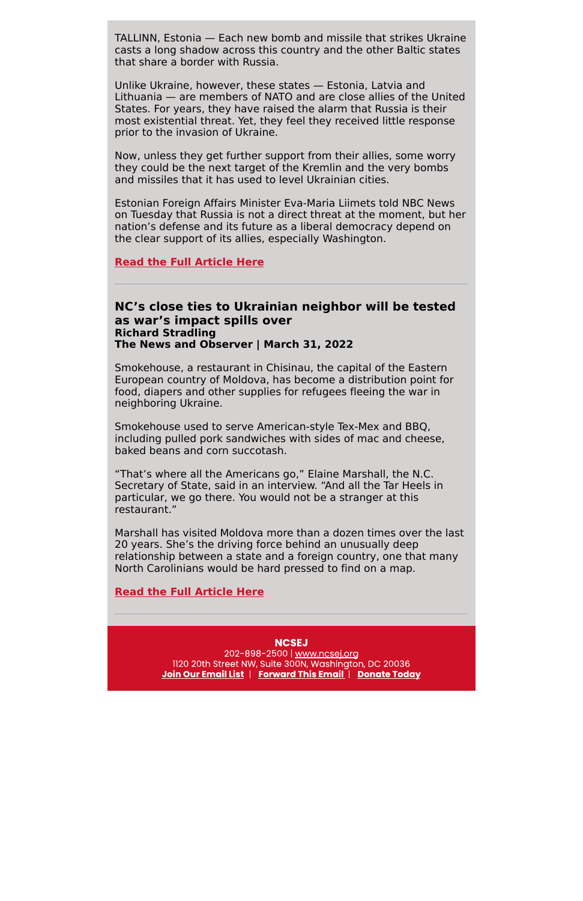TALLINN, Estonia — Each new bomb and missile that strikes Ukraine casts a long shadow across this country and the other Baltic states that share a border with Russia.

Unlike Ukraine, however, these states — Estonia, Latvia and Lithuania — are members of NATO and are close allies of the United States. For years, they have raised the alarm that Russia is their most existential threat. Yet, they feel they received little response prior to the invasion of Ukraine.

Now, unless they get further support from their allies, some worry they could be the next target of the Kremlin and the very bombs and missiles that it has used to level Ukrainian cities.

Estonian Foreign Affairs Minister Eva-Maria Liimets told NBC News on Tuesday that Russia is not a direct threat at the moment, but her nation's defense and its future as a liberal democracy depend on the clear support of its allies, especially Washington.

**Read the Full Article Here**

---

## NC's close ties to Ukrainian neighbor will be tested as war's impact spills over

**Richard Stradling**
**The News and Observer | March 31, 2022**

Smokehouse, a restaurant in Chisinau, the capital of the Eastern European country of Moldova, has become a distribution point for food, diapers and other supplies for refugees fleeing the war in neighboring Ukraine.

Smokehouse used to serve American-style Tex-Mex and BBQ, including pulled pork sandwiches with sides of mac and cheese, baked beans and corn succotash.

"That's where all the Americans go," Elaine Marshall, the N.C. Secretary of State, said in an interview. "And all the Tar Heels in particular, we go there. You would not be a stranger at this restaurant."

Marshall has visited Moldova more than a dozen times over the last 20 years. She's the driving force behind an unusually deep relationship between a state and a foreign country, one that many North Carolinians would be hard pressed to find on a map.

**Read the Full Article Here**

---

**NCSEJ**
202-898-2500 | www.ncsej.org
1120 20th Street NW, Suite 300N, Washington, DC 20036
**Join Our Email List** | **Forward This Email** | **Donate Today**